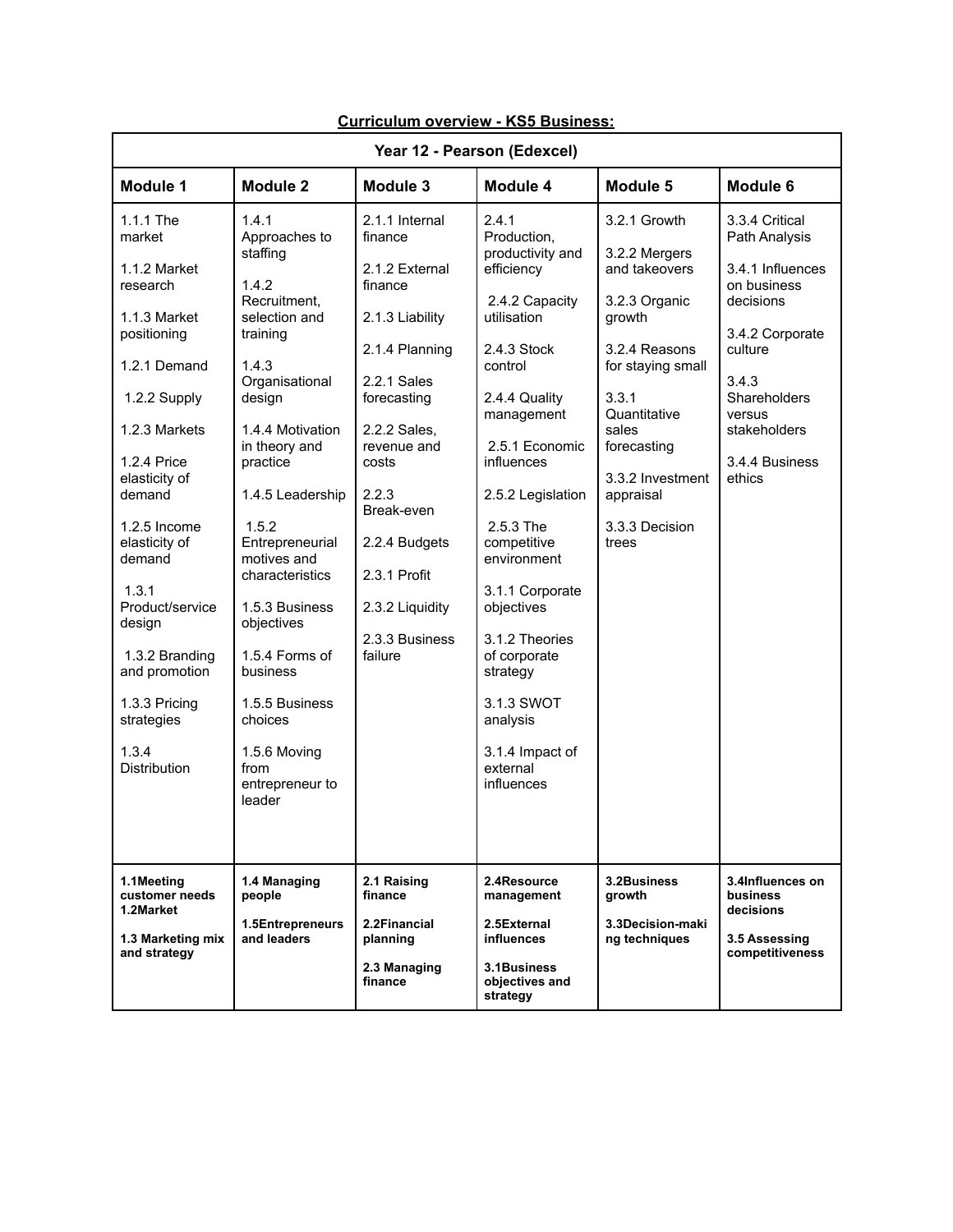**Curriculum overview - KS5 Business:**

| Year 12 - Pearson (Edexcel) | | | | | |
|---|---|---|---|---|---|
| **Module 1** | **Module 2** | **Module 3** | **Module 4** | **Module 5** | **Module 6** |
| 1.1.1 The market<br><br>1.1.2 Market research<br><br>1.1.3 Market positioning<br><br>1.2.1 Demand<br><br>1.2.2 Supply<br><br>1.2.3 Markets<br><br>1.2.4 Price elasticity of demand<br><br>1.2.5 Income elasticity of demand<br><br>1.3.1 Product/service design<br><br>1.3.2 Branding and promotion<br><br>1.3.3 Pricing strategies<br><br>1.3.4 Distribution | 1.4.1 Approaches to staffing<br><br>1.4.2 Recruitment, selection and training<br><br>1.4.3 Organisational design<br><br>1.4.4 Motivation in theory and practice<br><br>1.4.5 Leadership<br><br>1.5.2 Entrepreneurial motives and characteristics<br><br>1.5.3 Business objectives<br><br>1.5.4 Forms of business<br><br>1.5.5 Business choices<br><br>1.5.6 Moving from entrepreneur to leader | 2.1.1 Internal finance<br><br>2.1.2 External finance<br><br>2.1.3 Liability<br><br>2.1.4 Planning<br><br>2.2.1 Sales forecasting<br><br>2.2.2 Sales, revenue and costs<br><br>2.2.3 Break-even<br><br>2.2.4 Budgets<br><br>2.3.1 Profit<br><br>2.3.2 Liquidity<br><br>2.3.3 Business failure | 2.4.1 Production, productivity and efficiency<br><br>2.4.2 Capacity utilisation<br><br>2.4.3 Stock control<br><br>2.4.4 Quality management<br><br>2.5.1 Economic influences<br><br>2.5.2 Legislation<br><br>2.5.3 The competitive environment<br><br>3.1.1 Corporate objectives<br><br>3.1.2 Theories of corporate strategy<br><br>3.1.3 SWOT analysis<br><br>3.1.4 Impact of external influences | 3.2.1 Growth<br><br>3.2.2 Mergers and takeovers<br><br>3.2.3 Organic growth<br><br>3.2.4 Reasons for staying small<br><br>3.3.1 Quantitative sales forecasting<br><br>3.3.2 Investment appraisal<br><br>3.3.3 Decision trees | 3.3.4 Critical Path Analysis<br><br>3.4.1 Influences on business decisions<br><br>3.4.2 Corporate culture<br><br>3.4.3 Shareholders versus stakeholders<br><br>3.4.4 Business ethics |
| **1.1Meeting customer needs**<br>**1.2Market**<br><br>**1.3 Marketing mix and strategy** | **1.4 Managing people**<br><br>**1.5Entrepreneurs and leaders** | **2.1 Raising finance**<br><br>**2.2Financial planning**<br><br>**2.3 Managing finance** | **2.4Resource management**<br><br>**2.5External influences**<br><br>**3.1Business objectives and strategy** | **3.2Business growth**<br><br>**3.3Decision-making techniques** | **3.4Influences on business decisions**<br><br>**3.5 Assessing competitiveness** |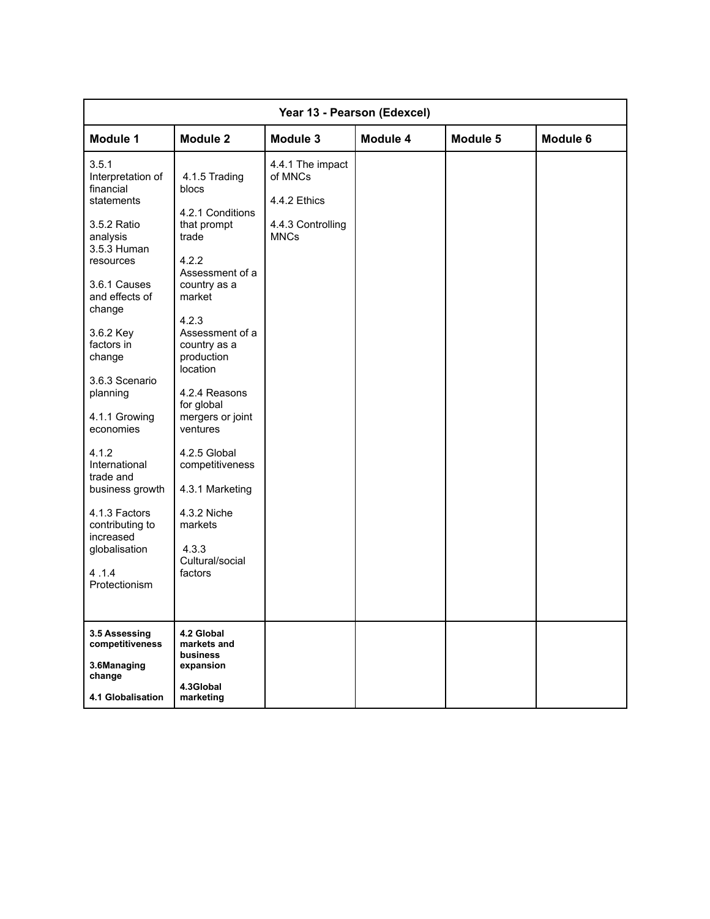| Year 13 - Pearson (Edexcel) | | | | | |
|---|---|---|---|---|---|
| **Module 1** | **Module 2** | **Module 3** | **Module 4** | **Module 5** | **Module 6** |
| 3.5.1 Interpretation of financial statements<br><br>3.5.2 Ratio analysis<br>3.5.3 Human resources<br><br>3.6.1 Causes and effects of change<br><br>3.6.2 Key factors in change<br><br>3.6.3 Scenario planning<br><br>4.1.1 Growing economies<br><br>4.1.2 International trade and business growth<br><br>4.1.3 Factors contributing to increased globalisation<br><br>4 .1.4 Protectionism | 4.1.5 Trading blocs<br><br>4.2.1 Conditions that prompt trade<br><br>4.2.2 Assessment of a country as a market<br><br>4.2.3 Assessment of a country as a production location<br><br>4.2.4 Reasons for global mergers or joint ventures<br><br>4.2.5 Global competitiveness<br><br>4.3.1 Marketing<br><br>4.3.2 Niche markets<br><br>4.3.3 Cultural/social factors | 4.4.1 The impact of MNCs<br><br>4.4.2 Ethics<br><br>4.4.3 Controlling MNCs | | | |
| **3.5 Assessing competitiveness**<br><br>**3.6Managing change**<br><br>**4.1 Globalisation** | **4.2 Global markets and business expansion**<br><br>**4.3Global marketing** | | | | |